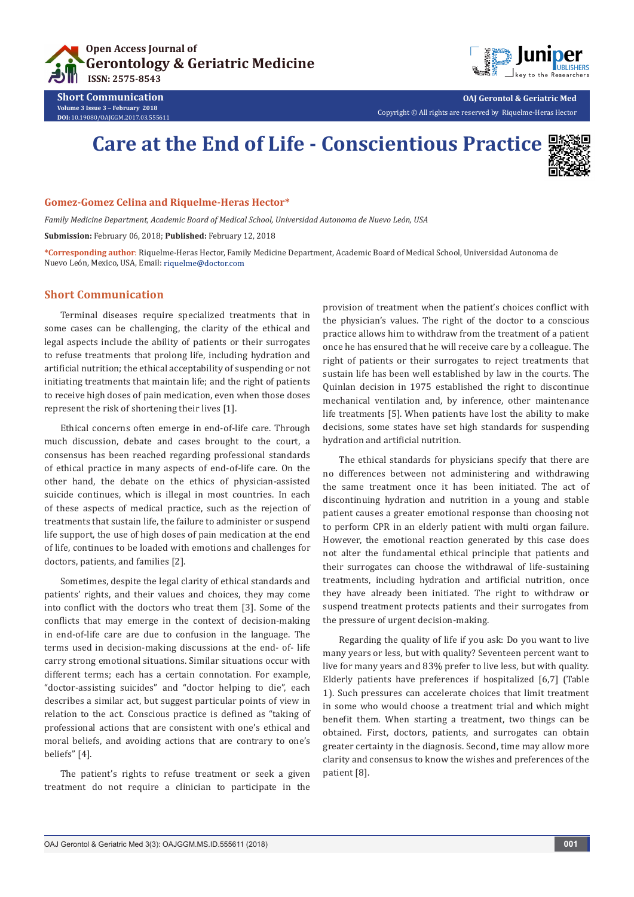# Care at the End of Life - Conscientious Practice

**Gomez-Gomez Celina and Riquelme-Heras Hector***

*Family Medicine Department, Academic Board of Medical School, Universidad Autonoma de Nuevo León, USA*

**Submission:** February 06, 2018; **Published:** February 12, 2018

***Corresponding author**: Riquelme-Heras Hector, Family Medicine Department, Academic Board of Medical School, Universidad Autonoma de Nuevo León, Mexico, USA, Email: riquelme@doctor.com

## Short Communication

Terminal diseases require specialized treatments that in some cases can be challenging, the clarity of the ethical and legal aspects include the ability of patients or their surrogates to refuse treatments that prolong life, including hydration and artificial nutrition; the ethical acceptability of suspending or not initiating treatments that maintain life; and the right of patients to receive high doses of pain medication, even when those doses represent the risk of shortening their lives [1].

Ethical concerns often emerge in end-of-life care. Through much discussion, debate and cases brought to the court, a consensus has been reached regarding professional standards of ethical practice in many aspects of end-of-life care. On the other hand, the debate on the ethics of physician-assisted suicide continues, which is illegal in most countries. In each of these aspects of medical practice, such as the rejection of treatments that sustain life, the failure to administer or suspend life support, the use of high doses of pain medication at the end of life, continues to be loaded with emotions and challenges for doctors, patients, and families [2].

Sometimes, despite the legal clarity of ethical standards and patients' rights, and their values and choices, they may come into conflict with the doctors who treat them [3]. Some of the conflicts that may emerge in the context of decision-making in end-of-life care are due to confusion in the language. The terms used in decision-making discussions at the end- of- life carry strong emotional situations. Similar situations occur with different terms; each has a certain connotation. For example, "doctor-assisting suicides" and "doctor helping to die", each describes a similar act, but suggest particular points of view in relation to the act. Conscious practice is defined as "taking of professional actions that are consistent with one's ethical and moral beliefs, and avoiding actions that are contrary to one's beliefs" [4].

The patient's rights to refuse treatment or seek a given treatment do not require a clinician to participate in the provision of treatment when the patient's choices conflict with the physician's values. The right of the doctor to a conscious practice allows him to withdraw from the treatment of a patient once he has ensured that he will receive care by a colleague. The right of patients or their surrogates to reject treatments that sustain life has been well established by law in the courts. The Quinlan decision in 1975 established the right to discontinue mechanical ventilation and, by inference, other maintenance life treatments [5]. When patients have lost the ability to make decisions, some states have set high standards for suspending hydration and artificial nutrition.

The ethical standards for physicians specify that there are no differences between not administering and withdrawing the same treatment once it has been initiated. The act of discontinuing hydration and nutrition in a young and stable patient causes a greater emotional response than choosing not to perform CPR in an elderly patient with multi organ failure. However, the emotional reaction generated by this case does not alter the fundamental ethical principle that patients and their surrogates can choose the withdrawal of life-sustaining treatments, including hydration and artificial nutrition, once they have already been initiated. The right to withdraw or suspend treatment protects patients and their surrogates from the pressure of urgent decision-making.

Regarding the quality of life if you ask: Do you want to live many years or less, but with quality? Seventeen percent want to live for many years and 83% prefer to live less, but with quality. Elderly patients have preferences if hospitalized [6,7] (Table 1). Such pressures can accelerate choices that limit treatment in some who would choose a treatment trial and which might benefit them. When starting a treatment, two things can be obtained. First, doctors, patients, and surrogates can obtain greater certainty in the diagnosis. Second, time may allow more clarity and consensus to know the wishes and preferences of the patient [8].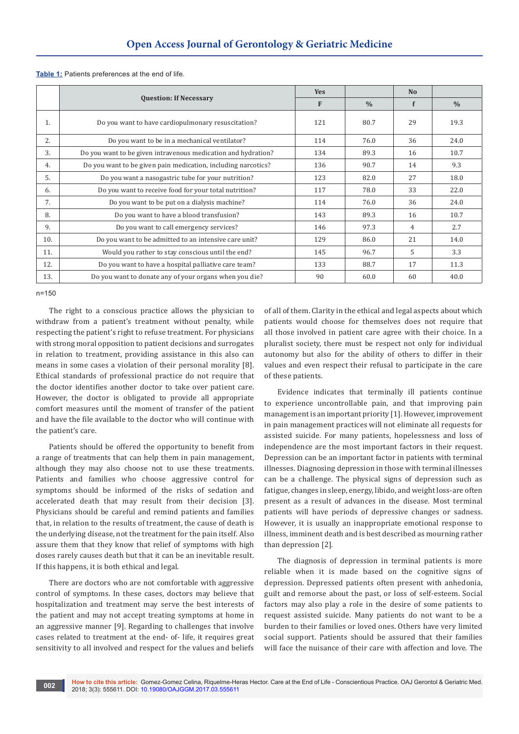**Table 1:** Patients preferences at the end of life.

| | Question: If Necessary | Yes | | No | |
|---|---|---|---|---|---|
| | | F | % | f | % |
| 1. | Do you want to have cardiopulmonary resuscitation? | 121 | 80.7 | 29 | 19.3 |
| 2. | Do you want to be in a mechanical ventilator? | 114 | 76.0 | 36 | 24.0 |
| 3. | Do you want to be given intravenous medication and hydration? | 134 | 89.3 | 16 | 10.7 |
| 4. | Do you want to be given pain medication, including narcotics? | 136 | 90.7 | 14 | 9.3 |
| 5. | Do you want a nasogastric tube for your nutrition? | 123 | 82.0 | 27 | 18.0 |
| 6. | Do you want to receive food for your total nutrition? | 117 | 78.0 | 33 | 22.0 |
| 7. | Do you want to be put on a dialysis machine? | 114 | 76.0 | 36 | 24.0 |
| 8. | Do you want to have a blood transfusion? | 143 | 89.3 | 16 | 10.7 |
| 9. | Do you want to call emergency services? | 146 | 97.3 | 4 | 2.7 |
| 10. | Do you want to be admitted to an intensive care unit? | 129 | 86.0 | 21 | 14.0 |
| 11. | Would you rather to stay conscious until the end? | 145 | 96.7 | 5 | 3.3 |
| 12. | Do you want to have a hospital palliative care team? | 133 | 88.7 | 17 | 11.3 |
| 13. | Do you want to donate any of your organs when you die? | 90 | 60.0 | 60 | 40.0 |

n=150

The right to a conscious practice allows the physician to withdraw from a patient's treatment without penalty, while respecting the patient's right to refuse treatment. For physicians with strong moral opposition to patient decisions and surrogates in relation to treatment, providing assistance in this also can means in some cases a violation of their personal morality [8]. Ethical standards of professional practice do not require that the doctor identifies another doctor to take over patient care. However, the doctor is obligated to provide all appropriate comfort measures until the moment of transfer of the patient and have the file available to the doctor who will continue with the patient's care.

Patients should be offered the opportunity to benefit from a range of treatments that can help them in pain management, although they may also choose not to use these treatments. Patients and families who choose aggressive control for symptoms should be informed of the risks of sedation and accelerated death that may result from their decision [3]. Physicians should be careful and remind patients and families that, in relation to the results of treatment, the cause of death is the underlying disease, not the treatment for the pain itself. Also assure them that they know that relief of symptoms with high doses rarely causes death but that it can be an inevitable result. If this happens, it is both ethical and legal.

There are doctors who are not comfortable with aggressive control of symptoms. In these cases, doctors may believe that hospitalization and treatment may serve the best interests of the patient and may not accept treating symptoms at home in an aggressive manner [9]. Regarding to challenges that involve cases related to treatment at the end- of- life, it requires great sensitivity to all involved and respect for the values and beliefs of all of them. Clarity in the ethical and legal aspects about which patients would choose for themselves does not require that all those involved in patient care agree with their choice. In a pluralist society, there must be respect not only for individual autonomy but also for the ability of others to differ in their values and even respect their refusal to participate in the care of these patients.

Evidence indicates that terminally ill patients continue to experience uncontrollable pain, and that improving pain management is an important priority [1]. However, improvement in pain management practices will not eliminate all requests for assisted suicide. For many patients, hopelessness and loss of independence are the most important factors in their request. Depression can be an important factor in patients with terminal illnesses. Diagnosing depression in those with terminal illnesses can be a challenge. The physical signs of depression such as fatigue, changes in sleep, energy, libido, and weight loss-are often present as a result of advances in the disease. Most terminal patients will have periods of depressive changes or sadness. However, it is usually an inappropriate emotional response to illness, imminent death and is best described as mourning rather than depression [2].

The diagnosis of depression in terminal patients is more reliable when it is made based on the cognitive signs of depression. Depressed patients often present with anhedonia, guilt and remorse about the past, or loss of self-esteem. Social factors may also play a role in the desire of some patients to request assisted suicide. Many patients do not want to be a burden to their families or loved ones. Others have very limited social support. Patients should be assured that their families will face the nuisance of their care with affection and love. The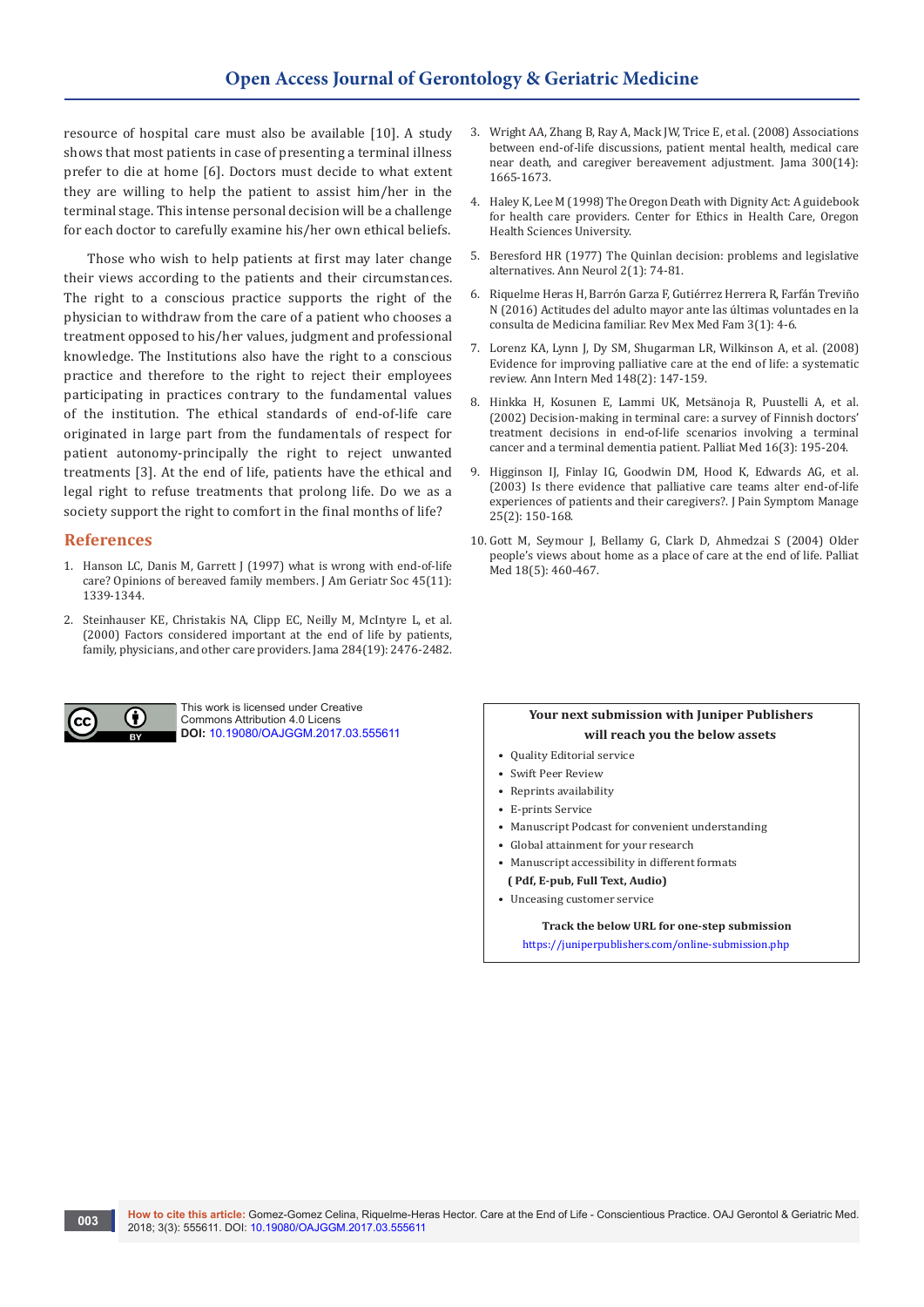resource of hospital care must also be available [10]. A study shows that most patients in case of presenting a terminal illness prefer to die at home [6]. Doctors must decide to what extent they are willing to help the patient to assist him/her in the terminal stage. This intense personal decision will be a challenge for each doctor to carefully examine his/her own ethical beliefs.

Those who wish to help patients at first may later change their views according to the patients and their circumstances. The right to a conscious practice supports the right of the physician to withdraw from the care of a patient who chooses a treatment opposed to his/her values, judgment and professional knowledge. The Institutions also have the right to a conscious practice and therefore to the right to reject their employees participating in practices contrary to the fundamental values of the institution. The ethical standards of end-of-life care originated in large part from the fundamentals of respect for patient autonomy-principally the right to reject unwanted treatments [3]. At the end of life, patients have the ethical and legal right to refuse treatments that prolong life. Do we as a society support the right to comfort in the final months of life?

## References

1. Hanson LC, Danis M, Garrett J (1997) what is wrong with end-of-life care? Opinions of bereaved family members. J Am Geriatr Soc 45(11): 1339-1344.
2. Steinhauser KE, Christakis NA, Clipp EC, Neilly M, McIntyre L, et al. (2000) Factors considered important at the end of life by patients, family, physicians, and other care providers. Jama 284(19): 2476-2482.
3. Wright AA, Zhang B, Ray A, Mack JW, Trice E, et al. (2008) Associations between end-of-life discussions, patient mental health, medical care near death, and caregiver bereavement adjustment. Jama 300(14): 1665-1673.
4. Haley K, Lee M (1998) The Oregon Death with Dignity Act: A guidebook for health care providers. Center for Ethics in Health Care, Oregon Health Sciences University.
5. Beresford HR (1977) The Quinlan decision: problems and legislative alternatives. Ann Neurol 2(1): 74-81.
6. Riquelme Heras H, Barrón Garza F, Gutiérrez Herrera R, Farfán Treviño N (2016) Actitudes del adulto mayor ante las últimas voluntades en la consulta de Medicina familiar. Rev Mex Med Fam 3(1): 4-6.
7. Lorenz KA, Lynn J, Dy SM, Shugarman LR, Wilkinson A, et al. (2008) Evidence for improving palliative care at the end of life: a systematic review. Ann Intern Med 148(2): 147-159.
8. Hinkka H, Kosunen E, Lammi UK, Metsänoja R, Puustelli A, et al. (2002) Decision-making in terminal care: a survey of Finnish doctors' treatment decisions in end-of-life scenarios involving a terminal cancer and a terminal dementia patient. Palliat Med 16(3): 195-204.
9. Higginson IJ, Finlay IG, Goodwin DM, Hood K, Edwards AG, et al. (2003) Is there evidence that palliative care teams alter end-of-life experiences of patients and their caregivers?. J Pain Symptom Manage 25(2): 150-168.
10. Gott M, Seymour J, Bellamy G, Clark D, Ahmedzai S (2004) Older people's views about home as a place of care at the end of life. Palliat Med 18(5): 460-467.

This work is licensed under Creative Commons Attribution 4.0 Licens
**DOI:** 10.19080/OAJGGM.2017.03.555611

**Your next submission with Juniper Publishers will reach you the below assets**

- Quality Editorial service
- Swift Peer Review
- Reprints availability
- E-prints Service
- Manuscript Podcast for convenient understanding
- Global attainment for your research
- Manuscript accessibility in different formats
  **( Pdf, E-pub, Full Text, Audio)**
- Unceasing customer service

**Track the below URL for one-step submission**
https://juniperpublishers.com/online-submission.php

**How to cite this article:** Gomez-Gomez Celina, Riquelme-Heras Hector. Care at the End of Life - Conscientious Practice. OAJ Gerontol & Geriatric Med. 2018; 3(3): 555611. DOI: 10.19080/OAJGGM.2017.03.555611